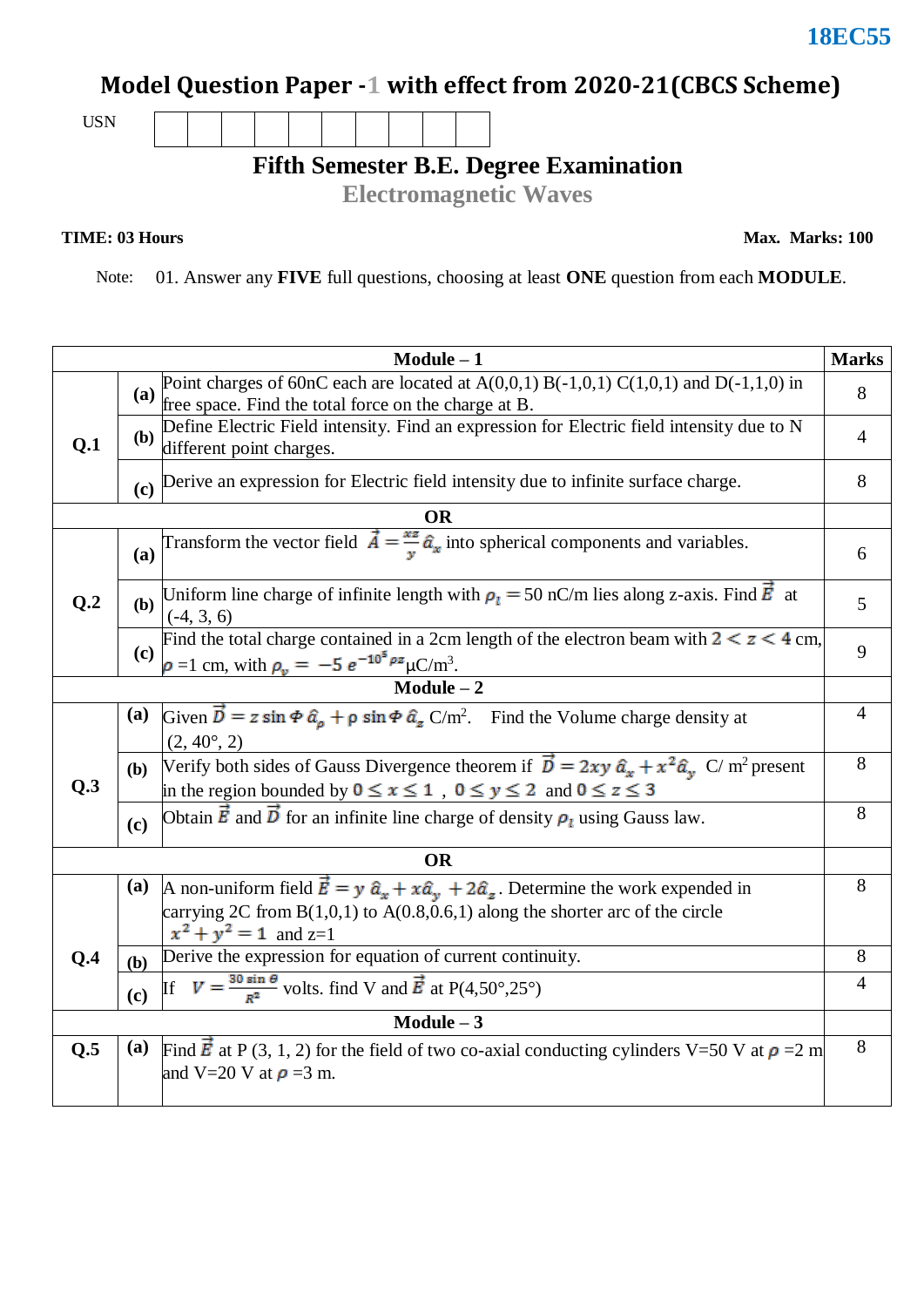18EC55

# Model Question Paper - 1 with effect from 2020-21(CBCS Scheme)

USN | | | | | | | | | | |

## Fifth Semester B.E. Degree Examination

## Electromagnetic Waves

**TIME: 03 Hours** **Max. Marks: 100**

Note: 01. Answer any **FIVE** full questions, choosing at least **ONE** question from each **MODULE**.

| | | **Module – 1** | **Marks** |
|---|---|---|---|
| **Q.1** | **(a)** | Point charges of 60nC each are located at A(0,0,1) B(-1,0,1) C(1,0,1) and D(-1,1,0) in free space. Find the total force on the charge at B. | 8 |
| | **(b)** | Define Electric Field intensity. Find an expression for Electric field intensity due to N different point charges. | 4 |
| | **(c)** | Derive an expression for Electric field intensity due to infinite surface charge. | 8 |
| | | **OR** | |
| **Q.2** | **(a)** | Transform the vector field $\vec{A} = \frac{xz}{y}\hat{a}_x$ into spherical components and variables. | 6 |
| | **(b)** | Uniform line charge of infinite length with $\rho_l = 50$ nC/m lies along z-axis. Find $\vec{E}$ at (-4, 3, 6) | 5 |
| | **(c)** | Find the total charge contained in a 2cm length of the electron beam with $2 < z < 4$ cm, $\rho$ =1 cm, with $\rho_v = -5\,e^{-10^5 \rho z}$ μC/m$^3$. | 9 |
| | | **Module – 2** | |
| **Q.3** | **(a)** | Given $\vec{D} = z\sin\Phi\,\hat{a}_\rho + \rho\,\sin\Phi\,\hat{a}_z$ C/m$^2$. Find the Volume charge density at (2, 40°, 2) | 4 |
| | **(b)** | Verify both sides of Gauss Divergence theorem if $\vec{D} = 2xy\,\hat{a}_x + x^2\hat{a}_y$ C/ m$^2$ present in the region bounded by $0 \le x \le 1$ , $0 \le y \le 2$ and $0 \le z \le 3$ | 8 |
| | **(c)** | Obtain $\vec{E}$ and $\vec{D}$ for an infinite line charge of density $\rho_l$ using Gauss law. | 8 |
| | | **OR** | |
| **Q.4** | **(a)** | A non-uniform field $\vec{E} = y\,\hat{a}_x + x\hat{a}_y + 2\hat{a}_z$. Determine the work expended in carrying 2C from B(1,0,1) to A(0.8,0.6,1) along the shorter arc of the circle $x^2 + y^2 = 1$ and z=1 | 8 |
| | **(b)** | Derive the expression for equation of current continuity. | 8 |
| | **(c)** | If $V = \frac{30\sin\theta}{R^2}$ volts. find V and $\vec{E}$ at P(4,50°,25°) | 4 |
| | | **Module – 3** | |
| **Q.5** | **(a)** | Find $\vec{E}$ at P (3, 1, 2) for the field of two co-axial conducting cylinders V=50 V at $\rho$ =2 m and V=20 V at $\rho$ =3 m. | 8 |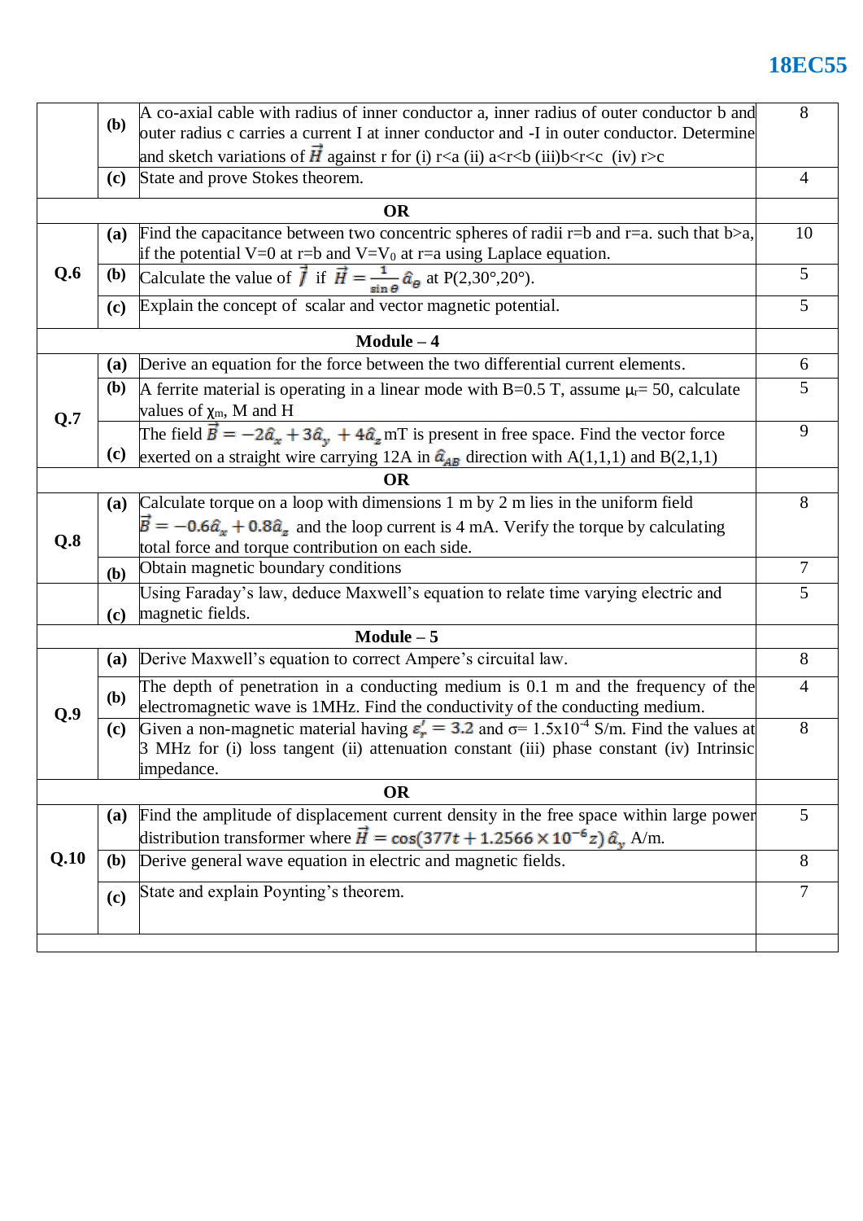| | | | |
|---|---|---|---|
| | **(b)** | A co-axial cable with radius of inner conductor a, inner radius of outer conductor b and outer radius c carries a current I at inner conductor and -I in outer conductor. Determine and sketch variations of $\vec{H}$ against r for (i) r<a (ii) a<r<b (iii)b<r<c (iv) r>c | 8 |
| | **(c)** | State and prove Stokes theorem. | 4 |
| | | **OR** | |
| **Q.6** | **(a)** | Find the capacitance between two concentric spheres of radii r=b and r=a. such that b>a, if the potential V=0 at r=b and V=$V_0$ at r=a using Laplace equation. | 10 |
| | **(b)** | Calculate the value of $\vec{J}$ if $\vec{H} = \frac{1}{\sin\theta}\hat{a}_\theta$ at P(2,30°,20°). | 5 |
| | **(c)** | Explain the concept of scalar and vector magnetic potential. | 5 |
| | | **Module – 4** | |
| **Q.7** | **(a)** | Derive an equation for the force between the two differential current elements. | 6 |
| | **(b)** | A ferrite material is operating in a linear mode with B=0.5 T, assume $\mu_r$= 50, calculate values of $\chi_m$, M and H | 5 |
| | **(c)** | The field $\vec{B} = -2\hat{a}_x + 3\hat{a}_y + 4\hat{a}_z$ mT is present in free space. Find the vector force exerted on a straight wire carrying 12A in $\hat{a}_{AB}$ direction with A(1,1,1) and B(2,1,1) | 9 |
| | | **OR** | |
| **Q.8** | **(a)** | Calculate torque on a loop with dimensions 1 m by 2 m lies in the uniform field $\vec{B} = -0.6\hat{a}_x + 0.8\hat{a}_z$ and the loop current is 4 mA. Verify the torque by calculating total force and torque contribution on each side. | 8 |
| | **(b)** | Obtain magnetic boundary conditions | 7 |
| | **(c)** | Using Faraday's law, deduce Maxwell's equation to relate time varying electric and magnetic fields. | 5 |
| | | **Module – 5** | |
| **Q.9** | **(a)** | Derive Maxwell's equation to correct Ampere's circuital law. | 8 |
| | **(b)** | The depth of penetration in a conducting medium is 0.1 m and the frequency of the electromagnetic wave is 1MHz. Find the conductivity of the conducting medium. | 4 |
| | **(c)** | Given a non-magnetic material having $\varepsilon_r' = 3.2$ and σ= $1.5\times10^{-4}$ S/m. Find the values at 3 MHz for (i) loss tangent (ii) attenuation constant (iii) phase constant (iv) Intrinsic impedance. | 8 |
| | | **OR** | |
| **Q.10** | **(a)** | Find the amplitude of displacement current density in the free space within large power distribution transformer where $\vec{H} = \cos(377t + 1.2566\times10^{-6}z)\,\hat{a}_y$ A/m. | 5 |
| | **(b)** | Derive general wave equation in electric and magnetic fields. | 8 |
| | **(c)** | State and explain Poynting's theorem. | 7 |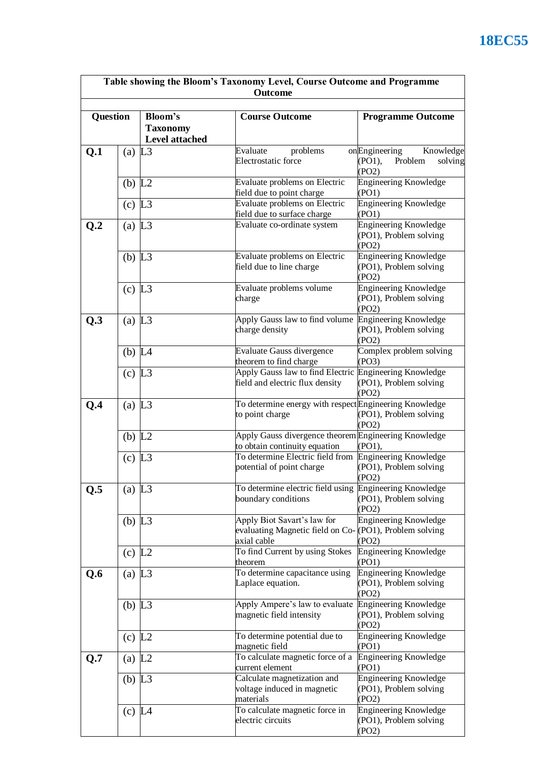18EC55

| Table showing the Bloom's Taxonomy Level, Course Outcome and Programme Outcome | | | | |
|---|---|---|---|---|
| **Question** | | **Bloom's Taxonomy Level attached** | **Course Outcome** | **Programme Outcome** |
| **Q.1** | (a) | L3 | Evaluate problems on Electrostatic force | Engineering Knowledge (PO1), Problem solving (PO2) |
| | (b) | L2 | Evaluate problems on Electric field due to point charge | Engineering Knowledge (PO1) |
| | (c) | L3 | Evaluate problems on Electric field due to surface charge | Engineering Knowledge (PO1) |
| **Q.2** | (a) | L3 | Evaluate co-ordinate system | Engineering Knowledge (PO1), Problem solving (PO2) |
| | (b) | L3 | Evaluate problems on Electric field due to line charge | Engineering Knowledge (PO1), Problem solving (PO2) |
| | (c) | L3 | Evaluate problems volume charge | Engineering Knowledge (PO1), Problem solving (PO2) |
| **Q.3** | (a) | L3 | Apply Gauss law to find volume charge density | Engineering Knowledge (PO1), Problem solving (PO2) |
| | (b) | L4 | Evaluate Gauss divergence theorem to find charge | Complex problem solving (PO3) |
| | (c) | L3 | Apply Gauss law to find Electric field and electric flux density | Engineering Knowledge (PO1), Problem solving (PO2) |
| **Q.4** | (a) | L3 | To determine energy with respect to point charge | Engineering Knowledge (PO1), Problem solving (PO2) |
| | (b) | L2 | Apply Gauss divergence theorem to obtain continuity equation | Engineering Knowledge (PO1), |
| | (c) | L3 | To determine Electric field from potential of point charge | Engineering Knowledge (PO1), Problem solving (PO2) |
| **Q.5** | (a) | L3 | To determine electric field using boundary conditions | Engineering Knowledge (PO1), Problem solving (PO2) |
| | (b) | L3 | Apply Biot Savart's law for evaluating Magnetic field on Co-axial cable | Engineering Knowledge (PO1), Problem solving (PO2) |
| | (c) | L2 | To find Current by using Stokes theorem | Engineering Knowledge (PO1) |
| **Q.6** | (a) | L3 | To determine capacitance using Laplace equation. | Engineering Knowledge (PO1), Problem solving (PO2) |
| | (b) | L3 | Apply Ampere's law to evaluate magnetic field intensity | Engineering Knowledge (PO1), Problem solving (PO2) |
| | (c) | L2 | To determine potential due to magnetic field | Engineering Knowledge (PO1) |
| **Q.7** | (a) | L2 | To calculate magnetic force of a current element | Engineering Knowledge (PO1) |
| | (b) | L3 | Calculate magnetization and voltage induced in magnetic materials | Engineering Knowledge (PO1), Problem solving (PO2) |
| | (c) | L4 | To calculate magnetic force in electric circuits | Engineering Knowledge (PO1), Problem solving (PO2) |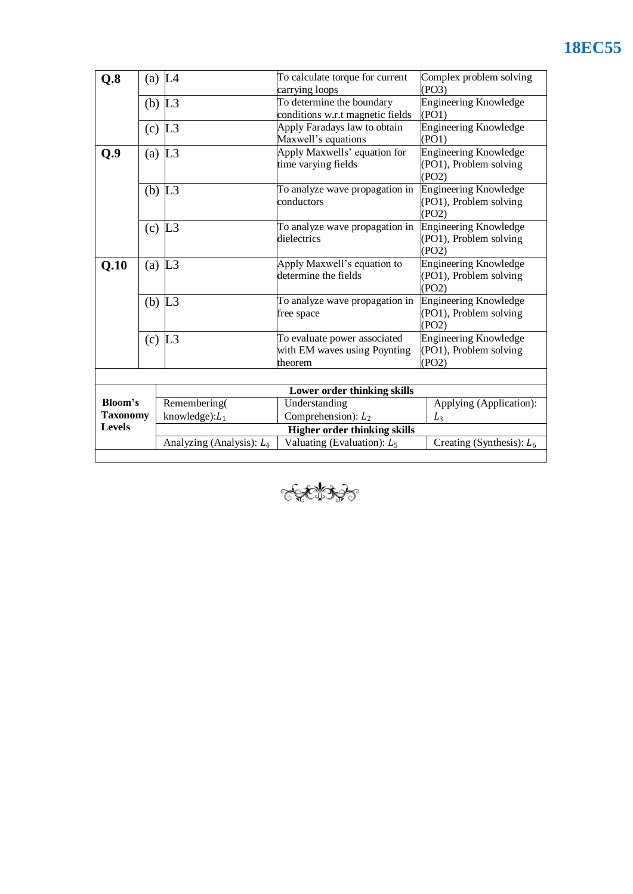| | | | | |
|---|---|---|---|---|
| **Q.8** | (a) | L4 | To calculate torque for current carrying loops | Complex problem solving (PO3) |
| | (b) | L3 | To determine the boundary conditions w.r.t magnetic fields | Engineering Knowledge (PO1) |
| | (c) | L3 | Apply Faradays law to obtain Maxwell's equations | Engineering Knowledge (PO1) |
| **Q.9** | (a) | L3 | Apply Maxwells' equation for time varying fields | Engineering Knowledge (PO1), Problem solving (PO2) |
| | (b) | L3 | To analyze wave propagation in conductors | Engineering Knowledge (PO1), Problem solving (PO2) |
| | (c) | L3 | To analyze wave propagation in dielectrics | Engineering Knowledge (PO1), Problem solving (PO2) |
| **Q.10** | (a) | L3 | Apply Maxwell's equation to determine the fields | Engineering Knowledge (PO1), Problem solving (PO2) |
| | (b) | L3 | To analyze wave propagation in free space | Engineering Knowledge (PO1), Problem solving (PO2) |
| | (c) | L3 | To evaluate power associated with EM waves using Poynting theorem | Engineering Knowledge (PO1), Problem solving (PO2) |

| | | | |
|---|---|---|---|
| **Bloom's Taxonomy Levels** | **Lower order thinking skills** | | |
| | Remembering( knowledge): $L_1$ | Understanding Comprehension): $L_2$ | Applying (Application): $L_3$ |
| | **Higher order thinking skills** | | |
| | Analyzing (Analysis): $L_4$ | Valuating (Evaluation): $L_5$ | Creating (Synthesis): $L_6$ |